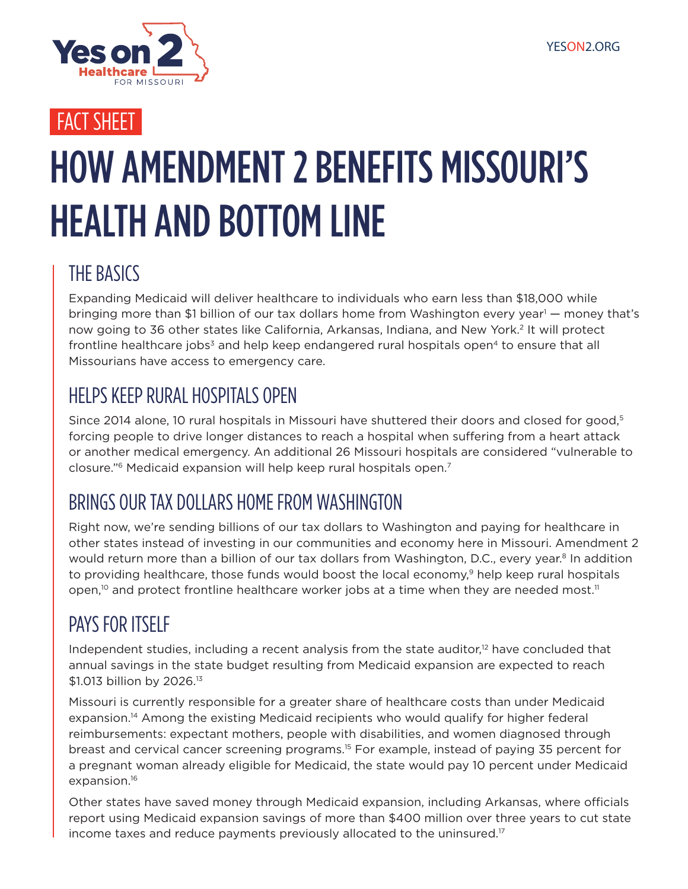Yes on 2 Healthcare FOR MISSOURI

YESON2.ORG

FACT SHEET

# HOW AMENDMENT 2 BENEFITS MISSOURI'S HEALTH AND BOTTOM LINE

## THE BASICS

Expanding Medicaid will deliver healthcare to individuals who earn less than $18,000 while bringing more than $1 billion of our tax dollars home from Washington every year[1] — money that's now going to 36 other states like California, Arkansas, Indiana, and New York.[2] It will protect frontline healthcare jobs[3] and help keep endangered rural hospitals open[4] to ensure that all Missourians have access to emergency care.

## HELPS KEEP RURAL HOSPITALS OPEN

Since 2014 alone, 10 rural hospitals in Missouri have shuttered their doors and closed for good,[5] forcing people to drive longer distances to reach a hospital when suffering from a heart attack or another medical emergency. An additional 26 Missouri hospitals are considered "vulnerable to closure."[6] Medicaid expansion will help keep rural hospitals open.[7]

## BRINGS OUR TAX DOLLARS HOME FROM WASHINGTON

Right now, we're sending billions of our tax dollars to Washington and paying for healthcare in other states instead of investing in our communities and economy here in Missouri. Amendment 2 would return more than a billion of our tax dollars from Washington, D.C., every year.[8] In addition to providing healthcare, those funds would boost the local economy,[9] help keep rural hospitals open,[10] and protect frontline healthcare worker jobs at a time when they are needed most.[11]

## PAYS FOR ITSELF

Independent studies, including a recent analysis from the state auditor,[12] have concluded that annual savings in the state budget resulting from Medicaid expansion are expected to reach $1.013 billion by 2026.[13]

Missouri is currently responsible for a greater share of healthcare costs than under Medicaid expansion.[14] Among the existing Medicaid recipients who would qualify for higher federal reimbursements: expectant mothers, people with disabilities, and women diagnosed through breast and cervical cancer screening programs.[15] For example, instead of paying 35 percent for a pregnant woman already eligible for Medicaid, the state would pay 10 percent under Medicaid expansion.[16]

Other states have saved money through Medicaid expansion, including Arkansas, where officials report using Medicaid expansion savings of more than $400 million over three years to cut state income taxes and reduce payments previously allocated to the uninsured.[17]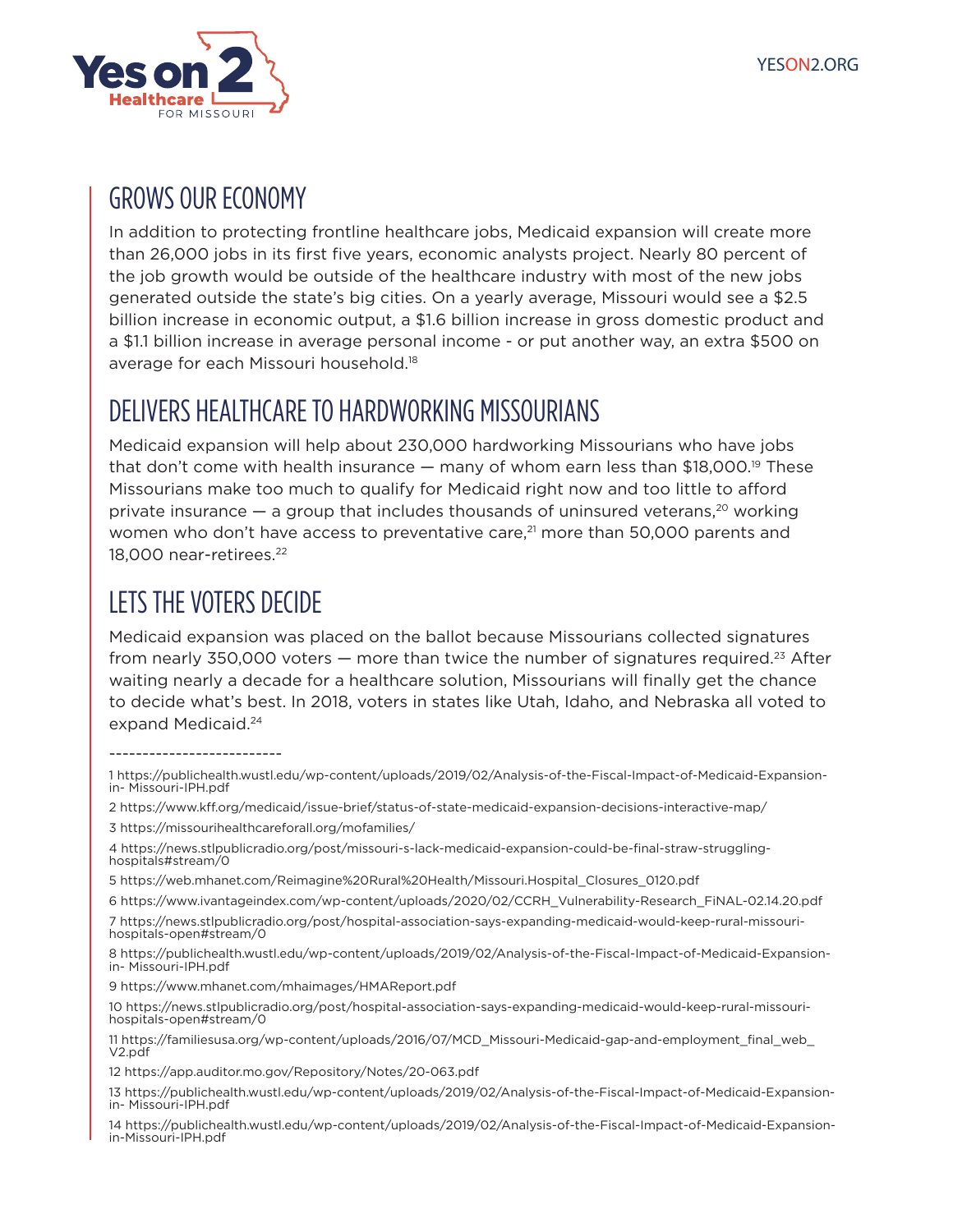## GROWS OUR ECONOMY

In addition to protecting frontline healthcare jobs, Medicaid expansion will create more than 26,000 jobs in its first five years, economic analysts project. Nearly 80 percent of the job growth would be outside of the healthcare industry with most of the new jobs generated outside the state's big cities. On a yearly average, Missouri would see a $2.5 billion increase in economic output, a $1.6 billion increase in gross domestic product and a $1.1 billion increase in average personal income - or put another way, an extra $500 on average for each Missouri household.[18]

## DELIVERS HEALTHCARE TO HARDWORKING MISSOURIANS

Medicaid expansion will help about 230,000 hardworking Missourians who have jobs that don't come with health insurance — many of whom earn less than $18,000.[19] These Missourians make too much to qualify for Medicaid right now and too little to afford private insurance — a group that includes thousands of uninsured veterans,[20] working women who don't have access to preventative care,[21] more than 50,000 parents and 18,000 near-retirees.[22]

## LETS THE VOTERS DECIDE

Medicaid expansion was placed on the ballot because Missourians collected signatures from nearly 350,000 voters — more than twice the number of signatures required.[23] After waiting nearly a decade for a healthcare solution, Missourians will finally get the chance to decide what's best. In 2018, voters in states like Utah, Idaho, and Nebraska all voted to expand Medicaid.[24]

--------------------------

1 https://publichealth.wustl.edu/wp-content/uploads/2019/02/Analysis-of-the-Fiscal-Impact-of-Medicaid-Expansion-in- Missouri-IPH.pdf

2 https://www.kff.org/medicaid/issue-brief/status-of-state-medicaid-expansion-decisions-interactive-map/

3 https://missourihealthcareforall.org/mofamilies/

4 https://news.stlpublicradio.org/post/missouri-s-lack-medicaid-expansion-could-be-final-straw-struggling-hospitals#stream/0

5 https://web.mhanet.com/Reimagine%20Rural%20Health/Missouri.Hospital_Closures_0120.pdf

6 https://www.ivantageindex.com/wp-content/uploads/2020/02/CCRH_Vulnerability-Research_FiNAL-02.14.20.pdf

7 https://news.stlpublicradio.org/post/hospital-association-says-expanding-medicaid-would-keep-rural-missouri-hospitals-open#stream/0

8 https://publichealth.wustl.edu/wp-content/uploads/2019/02/Analysis-of-the-Fiscal-Impact-of-Medicaid-Expansion-in- Missouri-IPH.pdf

9 https://www.mhanet.com/mhaimages/HMAReport.pdf

10 https://news.stlpublicradio.org/post/hospital-association-says-expanding-medicaid-would-keep-rural-missouri-hospitals-open#stream/0

11 https://familiesusa.org/wp-content/uploads/2016/07/MCD_Missouri-Medicaid-gap-and-employment_final_web_V2.pdf

12 https://app.auditor.mo.gov/Repository/Notes/20-063.pdf

13 https://publichealth.wustl.edu/wp-content/uploads/2019/02/Analysis-of-the-Fiscal-Impact-of-Medicaid-Expansion-in- Missouri-IPH.pdf

14 https://publichealth.wustl.edu/wp-content/uploads/2019/02/Analysis-of-the-Fiscal-Impact-of-Medicaid-Expansion-in-Missouri-IPH.pdf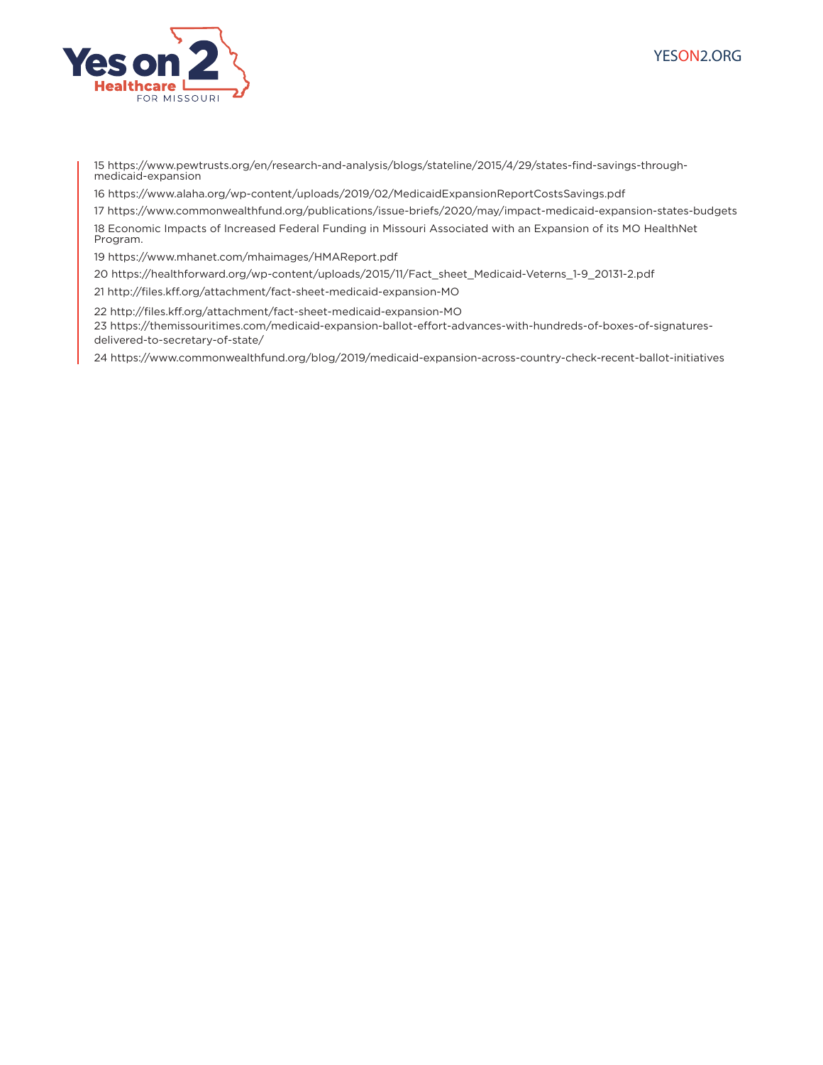15 https://www.pewtrusts.org/en/research-and-analysis/blogs/stateline/2015/4/29/states-find-savings-through-medicaid-expansion

16 https://www.alaha.org/wp-content/uploads/2019/02/MedicaidExpansionReportCostsSavings.pdf

17 https://www.commonwealthfund.org/publications/issue-briefs/2020/may/impact-medicaid-expansion-states-budgets

18 Economic Impacts of Increased Federal Funding in Missouri Associated with an Expansion of its MO HealthNet Program.

19 https://www.mhanet.com/mhaimages/HMAReport.pdf

20 https://healthforward.org/wp-content/uploads/2015/11/Fact_sheet_Medicaid-Veterns_1-9_20131-2.pdf

21 http://files.kff.org/attachment/fact-sheet-medicaid-expansion-MO

22 http://files.kff.org/attachment/fact-sheet-medicaid-expansion-MO

23 https://themissouritimes.com/medicaid-expansion-ballot-effort-advances-with-hundreds-of-boxes-of-signatures-delivered-to-secretary-of-state/

24 https://www.commonwealthfund.org/blog/2019/medicaid-expansion-across-country-check-recent-ballot-initiatives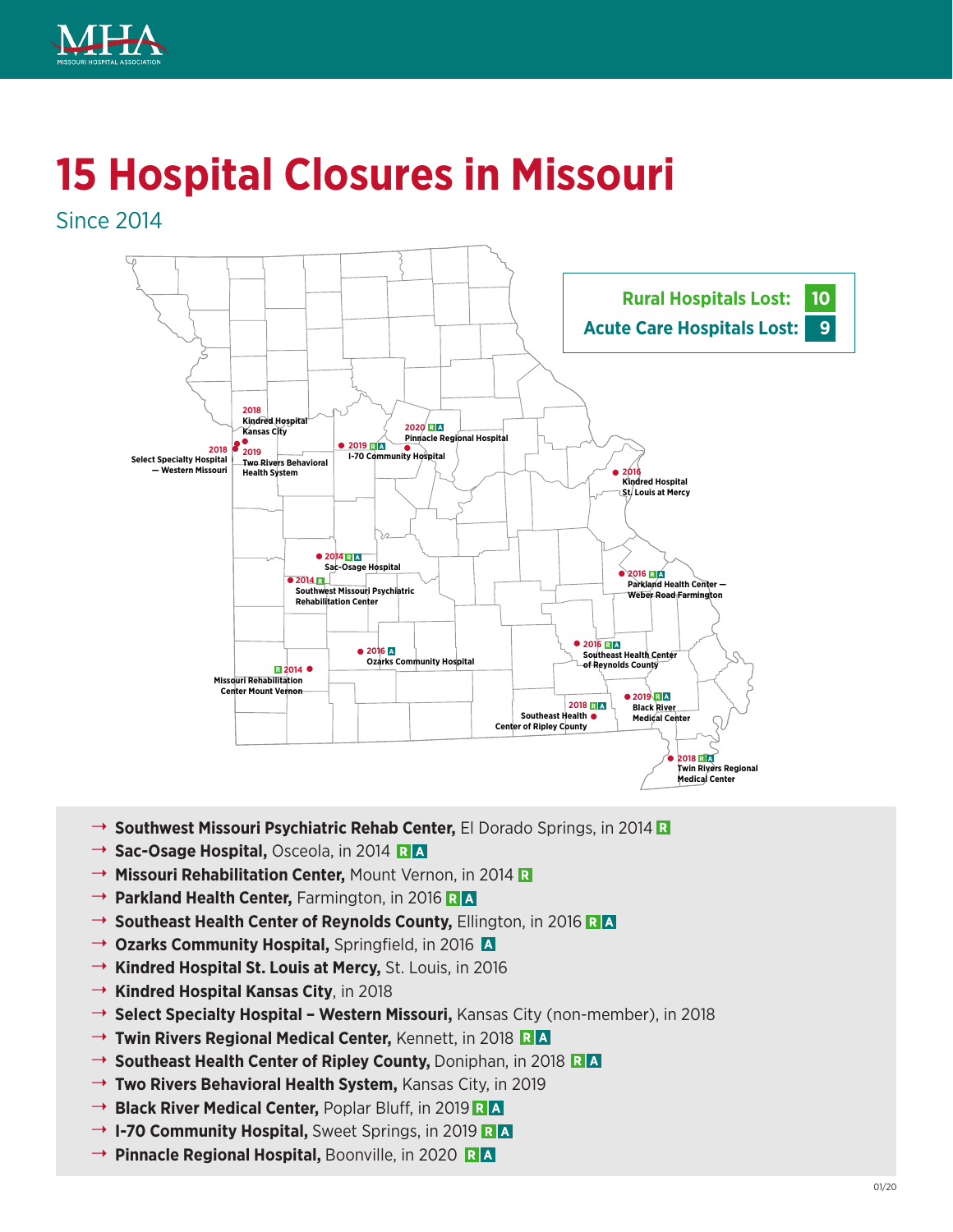# 15 Hospital Closures in Missouri

Since 2014

Rural Hospitals Lost: 10

Acute Care Hospitals Lost: 9

2018 Kindred Hospital Kansas City

2018 Select Specialty Hospital — Western Missouri

2019 Two Rivers Behavioral Health System

2019 R A I-70 Community Hospital

2020 R A Pinnacle Regional Hospital

2016 Kindred Hospital St. Louis at Mercy

2014 R A Sac-Osage Hospital

2014 R Southwest Missouri Psychiatric Rehabilitation Center

2016 R A Parkland Health Center — Weber Road Farmington

2016 A Ozarks Community Hospital

2016 R A Southeast Health Center of Reynolds County

R 2014 Missouri Rehabilitation Center Mount Vernon

2018 R A Southeast Health Center of Ripley County

2019 R A Black River Medical Center

2018 R A Twin Rivers Regional Medical Center

- **Southwest Missouri Psychiatric Rehab Center,** El Dorado Springs, in 2014 R
- **Sac-Osage Hospital,** Osceola, in 2014 R A
- **Missouri Rehabilitation Center,** Mount Vernon, in 2014 R
- **Parkland Health Center,** Farmington, in 2016 R A
- **Southeast Health Center of Reynolds County,** Ellington, in 2016 R A
- **Ozarks Community Hospital,** Springfield, in 2016 A
- **Kindred Hospital St. Louis at Mercy,** St. Louis, in 2016
- **Kindred Hospital Kansas City**, in 2018
- **Select Specialty Hospital – Western Missouri,** Kansas City (non-member), in 2018
- **Twin Rivers Regional Medical Center,** Kennett, in 2018 R A
- **Southeast Health Center of Ripley County,** Doniphan, in 2018 R A
- **Two Rivers Behavioral Health System,** Kansas City, in 2019
- **Black River Medical Center,** Poplar Bluff, in 2019 R A
- **I-70 Community Hospital,** Sweet Springs, in 2019 R A
- **Pinnacle Regional Hospital,** Boonville, in 2020 R A

01/20